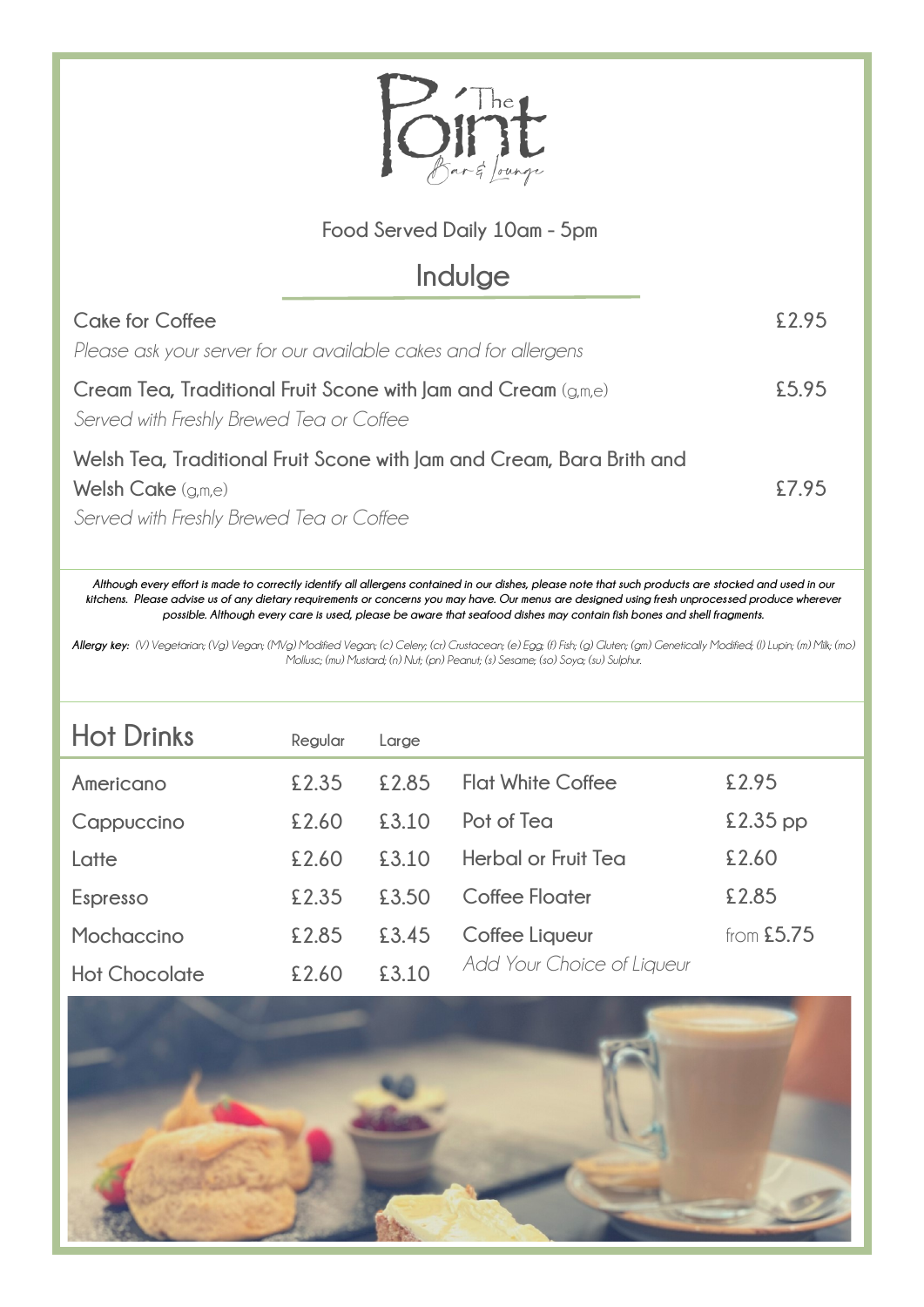# The Point Bar & Lounge

Food Served Daily 10am - 5pm

## Indulge

**Cake for Coffee** — £2.95
*Please ask your server for our available cakes and for allergens*

**Cream Tea, Traditional Fruit Scone with Jam and Cream** (g,m,e) — £5.95
*Served with Freshly Brewed Tea or Coffee*

**Welsh Tea, Traditional Fruit Scone with Jam and Cream, Bara Brith and Welsh Cake** (g,m,e) — £7.95
*Served with Freshly Brewed Tea or Coffee*

***Although every effort is made to correctly identify all allergens contained in our dishes, please note that such products are stocked and used in our kitchens. Please advise us of any dietary requirements or concerns you may have. Our menus are designed using fresh unprocessed produce wherever possible. Although every care is used, please be aware that seafood dishes may contain fish bones and shell fragments.***

***Allergy key:*** *(V) Vegetarian; (Vg) Vegan; (MVg) Modified Vegan; (c) Celery; (cr) Crustacean; (e) Egg; (f) Fish; (g) Gluten; (gm) Genetically Modified; (l) Lupin; (m) Milk; (mo) Mollusc; (mu) Mustard; (n) Nut; (pn) Peanut; (s) Sesame; (so) Soya; (su) Sulphur.*

## Hot Drinks

| Hot Drinks | Regular | Large |
|---|---|---|
| Americano | £2.35 | £2.85 |
| Cappuccino | £2.60 | £3.10 |
| Latte | £2.60 | £3.10 |
| Espresso | £2.35 | £3.50 |
| Mochaccino | £2.85 | £3.45 |
| Hot Chocolate | £2.60 | £3.10 |

| | |
|---|---|
| Flat White Coffee | £2.95 |
| Pot of Tea | £2.35 pp |
| Herbal or Fruit Tea | £2.60 |
| Coffee Floater | £2.85 |
| Coffee Liqueur<br>*Add Your Choice of Liqueur* | from £5.75 |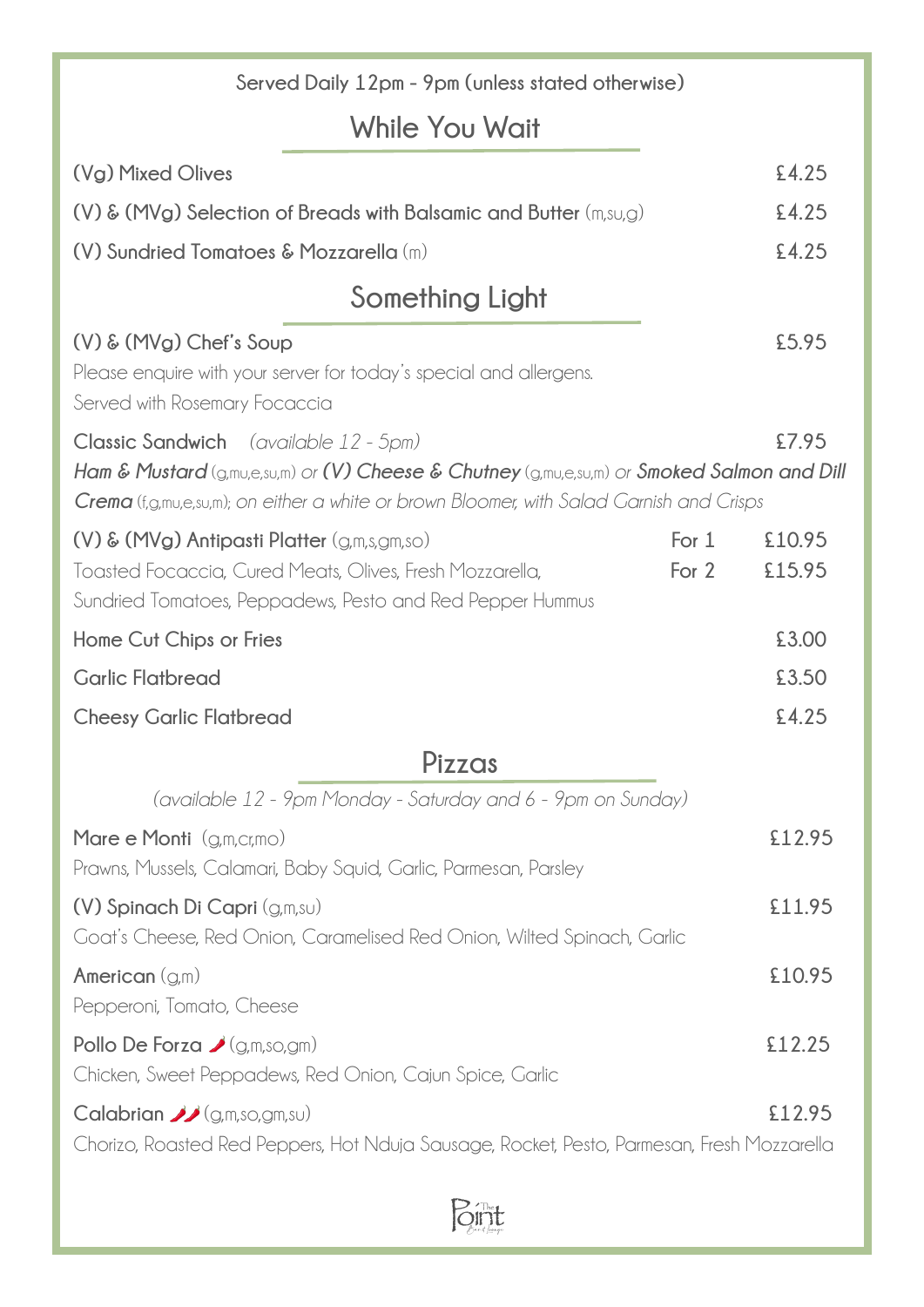Served Daily 12pm - 9pm (unless stated otherwise)

## While You Wait

**(Vg) Mixed Olives** £4.25

**(V) & (MVg) Selection of Breads with Balsamic and Butter** (m,su,g) £4.25

**(V) Sundried Tomatoes & Mozzarella** (m) £4.25

## Something Light

**(V) & (MVg) Chef's Soup** £5.95
Please enquire with your server for today's special and allergens.
Served with Rosemary Focaccia

**Classic Sandwich** *(available 12 - 5pm)* £7.95
***Ham & Mustard*** *(g,mu,e,su,m) or* ***(V) Cheese & Chutney*** *(g,mu,e,su,m) or* ***Smoked Salmon and Dill Crema*** *(f,g,mu,e,su,m); on either a white or brown Bloomer, with Salad Garnish and Crisps*

**(V) & (MVg) Antipasti Platter** (g,m,s,gm,so) For 1 £10.95 / For 2 £15.95
Toasted Focaccia, Cured Meats, Olives, Fresh Mozzarella, Sundried Tomatoes, Peppadews, Pesto and Red Pepper Hummus

**Home Cut Chips or Fries** £3.00

**Garlic Flatbread** £3.50

**Cheesy Garlic Flatbread** £4.25

## Pizzas

*(available 12 - 9pm Monday - Saturday and 6 - 9pm on Sunday)*

**Mare e Monti** (g,m,cr,mo) £12.95
Prawns, Mussels, Calamari, Baby Squid, Garlic, Parmesan, Parsley

**(V) Spinach Di Capri** (g,m,su) £11.95
Goat's Cheese, Red Onion, Caramelised Red Onion, Wilted Spinach, Garlic

**American** (g,m) £10.95
Pepperoni, Tomato, Cheese

**Pollo De Forza** 🌶 (g,m,so,gm) £12.25
Chicken, Sweet Peppadews, Red Onion, Cajun Spice, Garlic

**Calabrian** 🌶🌶 (g,m,so,gm,su) £12.95
Chorizo, Roasted Red Peppers, Hot Nduja Sausage, Rocket, Pesto, Parmesan, Fresh Mozzarella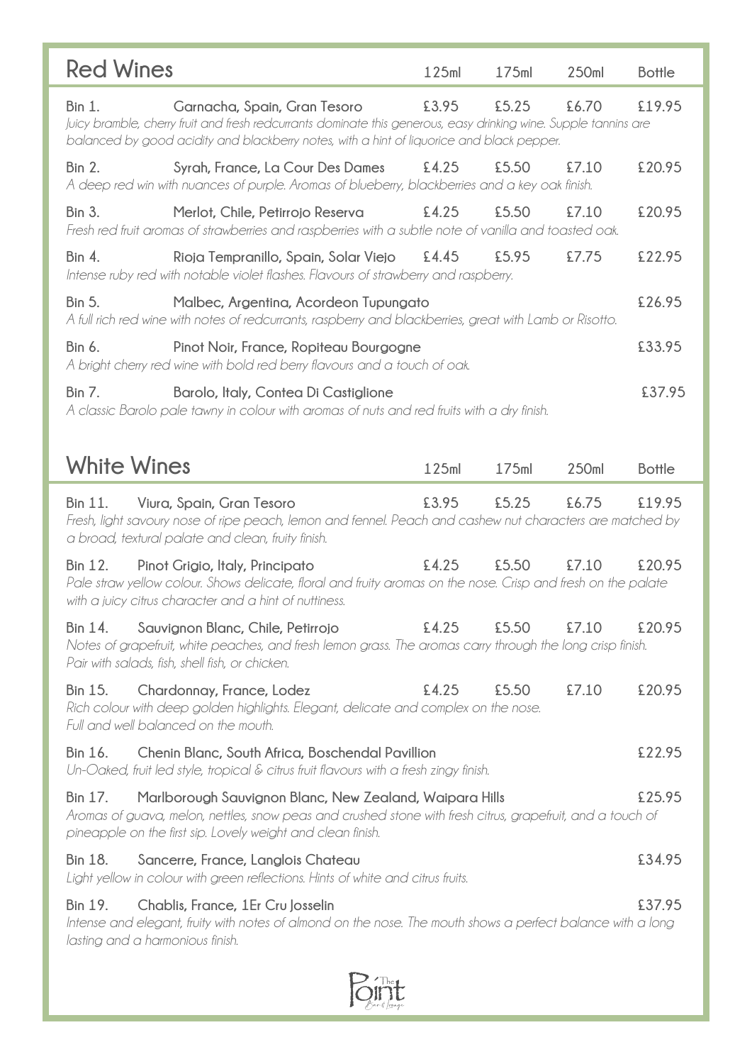## Red Wines

| | | 125ml | 175ml | 250ml | Bottle |
|---|---|---|---|---|---|
| **Bin 1.** | **Garnacha, Spain, Gran Tesoro** | £3.95 | £5.25 | £6.70 | £19.95 |
| | *Juicy bramble, cherry fruit and fresh redcurrants dominate this generous, easy drinking wine. Supple tannins are balanced by good acidity and blackberry notes, with a hint of liquorice and black pepper.* | | | | |
| **Bin 2.** | **Syrah, France, La Cour Des Dames** | £4.25 | £5.50 | £7.10 | £20.95 |
| | *A deep red win with nuances of purple. Aromas of blueberry, blackberries and a key oak finish.* | | | | |
| **Bin 3.** | **Merlot, Chile, Petirrojo Reserva** | £4.25 | £5.50 | £7.10 | £20.95 |
| | *Fresh red fruit aromas of strawberries and raspberries with a subtle note of vanilla and toasted oak.* | | | | |
| **Bin 4.** | **Rioja Tempranillo, Spain, Solar Viejo** | £4.45 | £5.95 | £7.75 | £22.95 |
| | *Intense ruby red with notable violet flashes. Flavours of strawberry and raspberry.* | | | | |
| **Bin 5.** | **Malbec, Argentina, Acordeon Tupungato** | | | | £26.95 |
| | *A full rich red wine with notes of redcurrants, raspberry and blackberries, great with Lamb or Risotto.* | | | | |
| **Bin 6.** | **Pinot Noir, France, Ropiteau Bourgogne** | | | | £33.95 |
| | *A bright cherry red wine with bold red berry flavours and a touch of oak.* | | | | |
| **Bin 7.** | **Barolo, Italy, Contea Di Castiglione** | | | | £37.95 |
| | *A classic Barolo pale tawny in colour with aromas of nuts and red fruits with a dry finish.* | | | | |

## White Wines

| | | 125ml | 175ml | 250ml | Bottle |
|---|---|---|---|---|---|
| **Bin 11.** | **Viura, Spain, Gran Tesoro** | £3.95 | £5.25 | £6.75 | £19.95 |
| | *Fresh, light savoury nose of ripe peach, lemon and fennel. Peach and cashew nut characters are matched by a broad, textural palate and clean, fruity finish.* | | | | |
| **Bin 12.** | **Pinot Grigio, Italy, Principato** | £4.25 | £5.50 | £7.10 | £20.95 |
| | *Pale straw yellow colour. Shows delicate, floral and fruity aromas on the nose. Crisp and fresh on the palate with a juicy citrus character and a hint of nuttiness.* | | | | |
| **Bin 14.** | **Sauvignon Blanc, Chile, Petirrojo** | £4.25 | £5.50 | £7.10 | £20.95 |
| | *Notes of grapefruit, white peaches, and fresh lemon grass. The aromas carry through the long crisp finish. Pair with salads, fish, shell fish, or chicken.* | | | | |
| **Bin 15.** | **Chardonnay, France, Lodez** | £4.25 | £5.50 | £7.10 | £20.95 |
| | *Rich colour with deep golden highlights. Elegant, delicate and complex on the nose. Full and well balanced on the mouth.* | | | | |
| **Bin 16.** | **Chenin Blanc, South Africa, Boschendal Pavillion** | | | | £22.95 |
| | *Un-Oaked, fruit led style, tropical & citrus fruit flavours with a fresh zingy finish.* | | | | |
| **Bin 17.** | **Marlborough Sauvignon Blanc, New Zealand, Waipara Hills** | | | | £25.95 |
| | *Aromas of guava, melon, nettles, snow peas and crushed stone with fresh citrus, grapefruit, and a touch of pineapple on the first sip. Lovely weight and clean finish.* | | | | |
| **Bin 18.** | **Sancerre, France, Langlois Chateau** | | | | £34.95 |
| | *Light yellow in colour with green reflections. Hints of white and citrus fruits.* | | | | |
| **Bin 19.** | **Chablis, France, 1Er Cru Josselin** | | | | £37.95 |
| | *Intense and elegant, fruity with notes of almond on the nose. The mouth shows a perfect balance with a long lasting and a harmonious finish.* | | | | |

The Point Bar & Lounge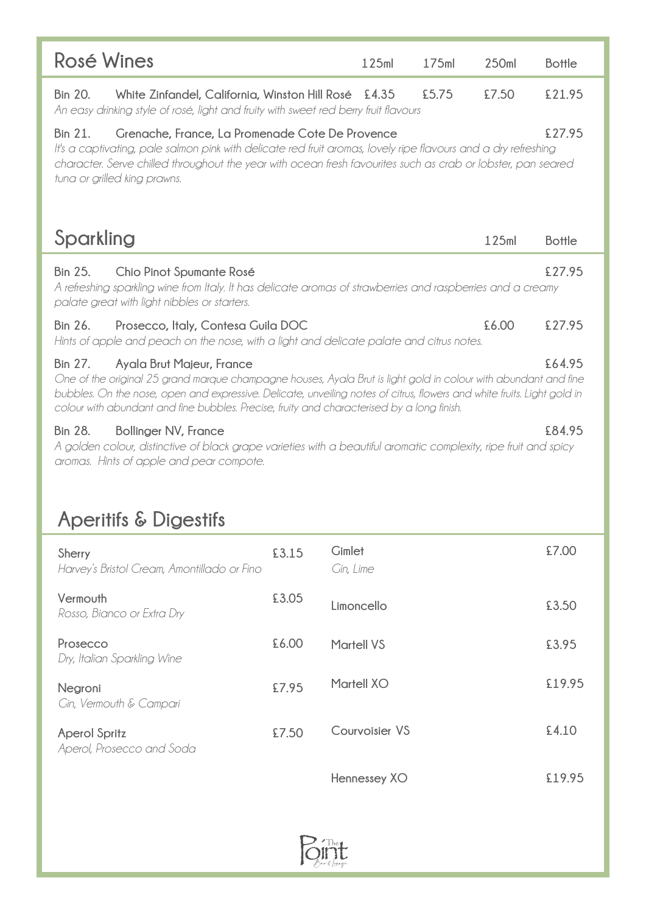## Rosé Wines

| | | 125ml | 175ml | 250ml | Bottle |
|---|---|---|---|---|---|
| **Bin 20.** | **White Zinfandel, California, Winston Hill Rosé** | £4.35 | £5.75 | £7.50 | £21.95 |

*An easy drinking style of rosé, light and fruity with sweet red berry fruit flavours*

| | | 125ml | 175ml | 250ml | Bottle |
|---|---|---|---|---|---|
| **Bin 21.** | **Grenache, France, La Promenade Cote De Provence** | | | | £27.95 |

*It's a captivating, pale salmon pink with delicate red fruit aromas, lovely ripe flavours and a dry refreshing character. Serve chilled throughout the year with ocean fresh favourites such as crab or lobster, pan seared tuna or grilled king prawns.*

## Sparkling

| | | 125ml | Bottle |
|---|---|---|---|
| **Bin 25.** | **Chio Pinot Spumante Rosé** | | £27.95 |

*A refreshing sparkling wine from Italy. It has delicate aromas of strawberries and raspberries and a creamy palate great with light nibbles or starters.*

| | | 125ml | Bottle |
|---|---|---|---|
| **Bin 26.** | **Prosecco, Italy, Contesa Guila DOC** | £6.00 | £27.95 |

*Hints of apple and peach on the nose, with a light and delicate palate and citrus notes.*

| | | 125ml | Bottle |
|---|---|---|---|
| **Bin 27.** | **Ayala Brut Majeur, France** | | £64.95 |

*One of the original 25 grand marque champagne houses, Ayala Brut is light gold in colour with abundant and fine bubbles. On the nose, open and expressive. Delicate, unveiling notes of citrus, flowers and white fruits. Light gold in colour with abundant and fine bubbles. Precise, fruity and characterised by a long finish.*

| | | 125ml | Bottle |
|---|---|---|---|
| **Bin 28.** | **Bollinger NV, France** | | £84.95 |

*A golden colour, distinctive of black grape varieties with a beautiful aromatic complexity, ripe fruit and spicy aromas. Hints of apple and pear compote.*

## Aperitifs & Digestifs

**Sherry** — £3.15
*Harvey's Bristol Cream, Amontillado or Fino*

**Vermouth** — £3.05
*Rosso, Bianco or Extra Dry*

**Prosecco** — £6.00
*Dry, Italian Sparkling Wine*

**Negroni** — £7.95
*Gin, Vermouth & Campari*

**Aperol Spritz** — £7.50
*Aperol, Prosecco and Soda*

**Gimlet** — £7.00
*Gin, Lime*

**Limoncello** — £3.50

**Martell VS** — £3.95

**Martell XO** — £19.95

**Courvoisier VS** — £4.10

**Hennessey XO** — £19.95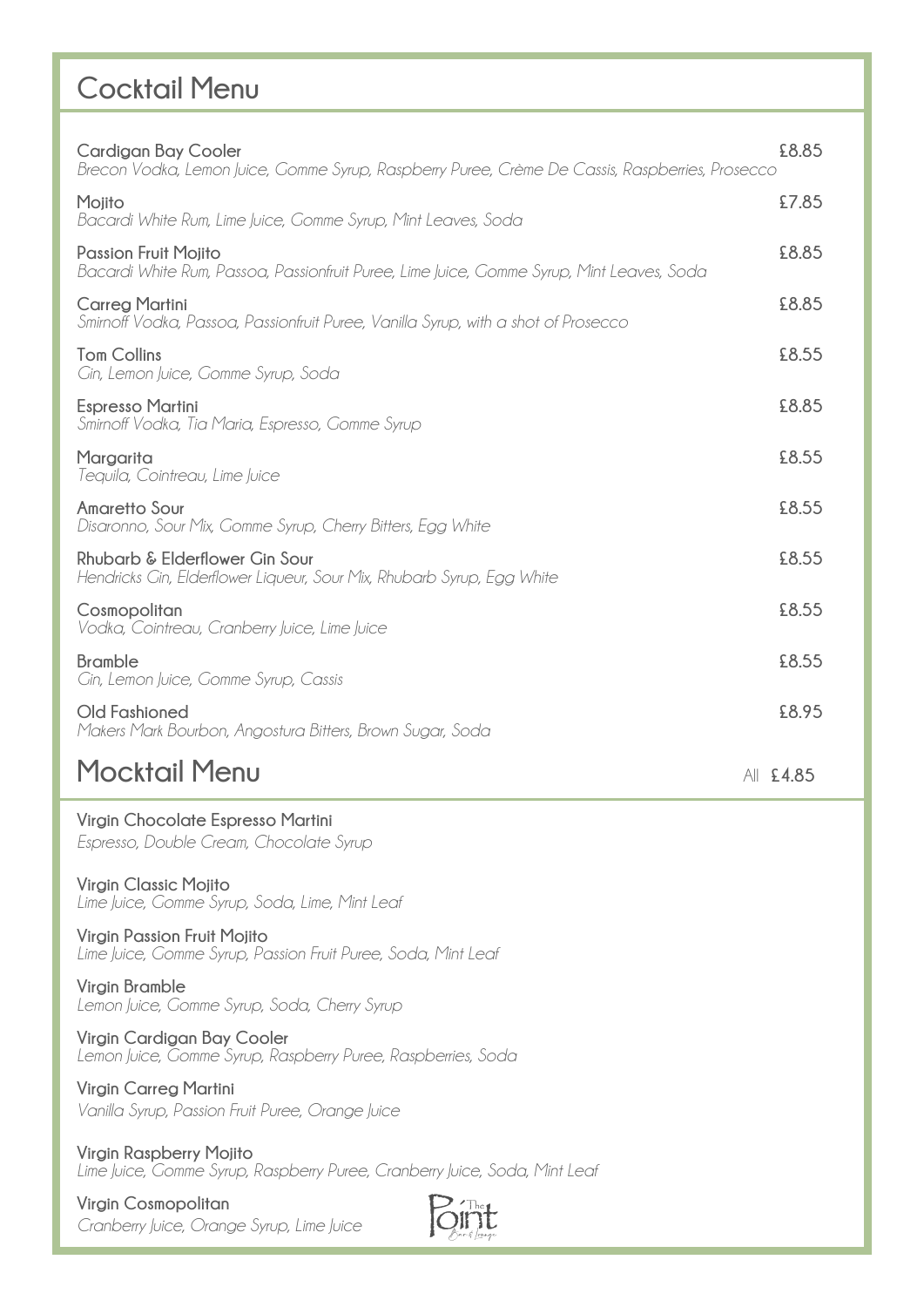# Cocktail Menu

**Cardigan Bay Cooler** £8.85
*Brecon Vodka, Lemon Juice, Gomme Syrup, Raspberry Puree, Crème De Cassis, Raspberries, Prosecco*

**Mojito** £7.85
*Bacardi White Rum, Lime Juice, Gomme Syrup, Mint Leaves, Soda*

**Passion Fruit Mojito** £8.85
*Bacardi White Rum, Passoa, Passionfruit Puree, Lime Juice, Gomme Syrup, Mint Leaves, Soda*

**Carreg Martini** £8.85
*Smirnoff Vodka, Passoa, Passionfruit Puree, Vanilla Syrup, with a shot of Prosecco*

**Tom Collins** £8.55
*Gin, Lemon Juice, Gomme Syrup, Soda*

**Espresso Martini** £8.85
*Smirnoff Vodka, Tia Maria, Espresso, Gomme Syrup*

**Margarita** £8.55
*Tequila, Cointreau, Lime Juice*

**Amaretto Sour** £8.55
*Disaronno, Sour Mix, Gomme Syrup, Cherry Bitters, Egg White*

**Rhubarb & Elderflower Gin Sour** £8.55
*Hendricks Gin, Elderflower Liqueur, Sour Mix, Rhubarb Syrup, Egg White*

**Cosmopolitan** £8.55
*Vodka, Cointreau, Cranberry Juice, Lime Juice*

**Bramble** £8.55
*Gin, Lemon Juice, Gomme Syrup, Cassis*

**Old Fashioned** £8.95
*Makers Mark Bourbon, Angostura Bitters, Brown Sugar, Soda*

# Mocktail Menu

All **£4.85**

**Virgin Chocolate Espresso Martini**
*Espresso, Double Cream, Chocolate Syrup*

**Virgin Classic Mojito**
*Lime Juice, Gomme Syrup, Soda, Lime, Mint Leaf*

**Virgin Passion Fruit Mojito**
*Lime Juice, Gomme Syrup, Passion Fruit Puree, Soda, Mint Leaf*

**Virgin Bramble**
*Lemon Juice, Gomme Syrup, Soda, Cherry Syrup*

**Virgin Cardigan Bay Cooler**
*Lemon Juice, Gomme Syrup, Raspberry Puree, Raspberries, Soda*

**Virgin Carreg Martini**
*Vanilla Syrup, Passion Fruit Puree, Orange Juice*

**Virgin Raspberry Mojito**
*Lime Juice, Gomme Syrup, Raspberry Puree, Cranberry Juice, Soda, Mint Leaf*

**Virgin Cosmopolitan**
*Cranberry Juice, Orange Syrup, Lime Juice*

The Point Bar & Lounge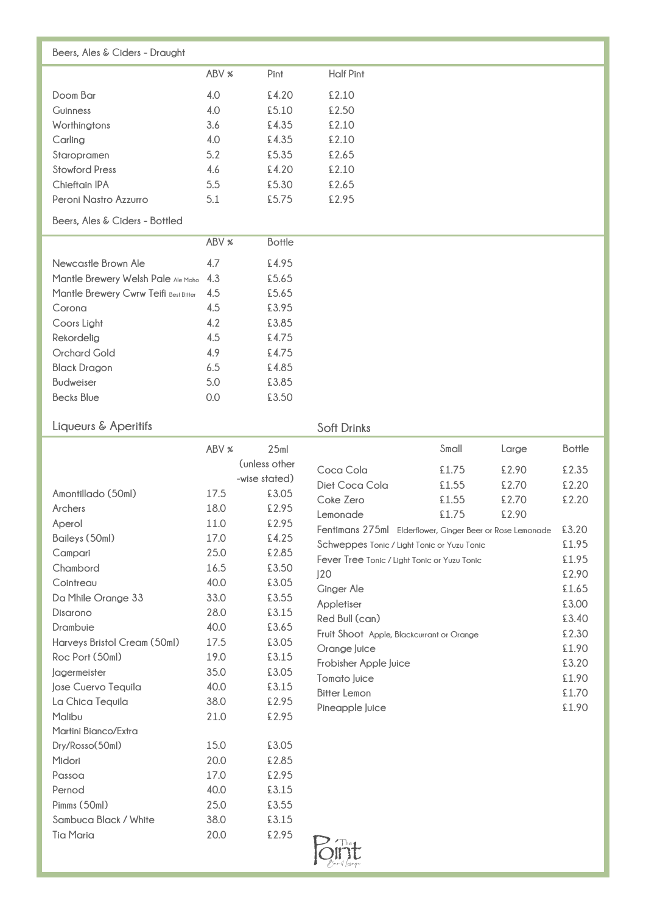## Beers, Ales & Ciders - Draught

| | ABV % | Pint | Half Pint |
|---|---|---|---|
| Doom Bar | 4.0 | £4.20 | £2.10 |
| Guinness | 4.0 | £5.10 | £2.50 |
| Worthingtons | 3.6 | £4.35 | £2.10 |
| Carling | 4.0 | £4.35 | £2.10 |
| Staropramen | 5.2 | £5.35 | £2.65 |
| Stowford Press | 4.6 | £4.20 | £2.10 |
| Chieftain IPA | 5.5 | £5.30 | £2.65 |
| Peroni Nastro Azzurro | 5.1 | £5.75 | £2.95 |

## Beers, Ales & Ciders - Bottled

| | ABV % | Bottle |
|---|---|---|
| Newcastle Brown Ale | 4.7 | £4.95 |
| Mantle Brewery Welsh Pale Ale Moho | 4.3 | £5.65 |
| Mantle Brewery Cwrw Teifi Best Bitter | 4.5 | £5.65 |
| Corona | 4.5 | £3.95 |
| Coors Light | 4.2 | £3.85 |
| Rekordelig | 4.5 | £4.75 |
| Orchard Gold | 4.9 | £4.75 |
| Black Dragon | 6.5 | £4.85 |
| Budweiser | 5.0 | £3.85 |
| Becks Blue | 0.0 | £3.50 |

## Liqueurs & Aperitifs

| | ABV % | 25ml (unless other -wise stated) |
|---|---|---|
| Amontillado (50ml) | 17.5 | £3.05 |
| Archers | 18.0 | £2.95 |
| Aperol | 11.0 | £2.95 |
| Baileys (50ml) | 17.0 | £4.25 |
| Campari | 25.0 | £2.85 |
| Chambord | 16.5 | £3.50 |
| Cointreau | 40.0 | £3.05 |
| Da Mhile Orange 33 | 33.0 | £3.55 |
| Disarono | 28.0 | £3.15 |
| Drambuie | 40.0 | £3.65 |
| Harveys Bristol Cream (50ml) | 17.5 | £3.05 |
| Roc Port (50ml) | 19.0 | £3.15 |
| Jagermeister | 35.0 | £3.05 |
| Jose Cuervo Tequila | 40.0 | £3.15 |
| La Chica Tequila | 38.0 | £2.95 |
| Malibu | 21.0 | £2.95 |
| Martini Bianco/Extra Dry/Rosso(50ml) | 15.0 | £3.05 |
| Midori | 20.0 | £2.85 |
| Passoa | 17.0 | £2.95 |
| Pernod | 40.0 | £3.15 |
| Pimms (50ml) | 25.0 | £3.55 |
| Sambuca Black / White | 38.0 | £3.15 |
| Tia Maria | 20.0 | £2.95 |

## Soft Drinks

| | Small | Large | Bottle |
|---|---|---|---|
| Coca Cola | £1.75 | £2.90 | £2.35 |
| Diet Coca Cola | £1.55 | £2.70 | £2.20 |
| Coke Zero | £1.55 | £2.70 | £2.20 |
| Lemonade | £1.75 | £2.90 | |
| Fentimans 275ml Elderflower, Ginger Beer or Rose Lemonade | | | £3.20 |
| Schweppes Tonic / Light Tonic or Yuzu Tonic | | | £1.95 |
| Fever Tree Tonic / Light Tonic or Yuzu Tonic | | | £1.95 |
| J20 | | | £2.90 |
| Ginger Ale | | | £1.65 |
| Appletiser | | | £3.00 |
| Red Bull (can) | | | £3.40 |
| Fruit Shoot Apple, Blackcurrant or Orange | | | £2.30 |
| Orange Juice | | | £1.90 |
| Frobisher Apple Juice | | | £3.20 |
| Tomato Juice | | | £1.90 |
| Bitter Lemon | | | £1.70 |
| Pineapple Juice | | | £1.90 |

The Point Bar & Lounge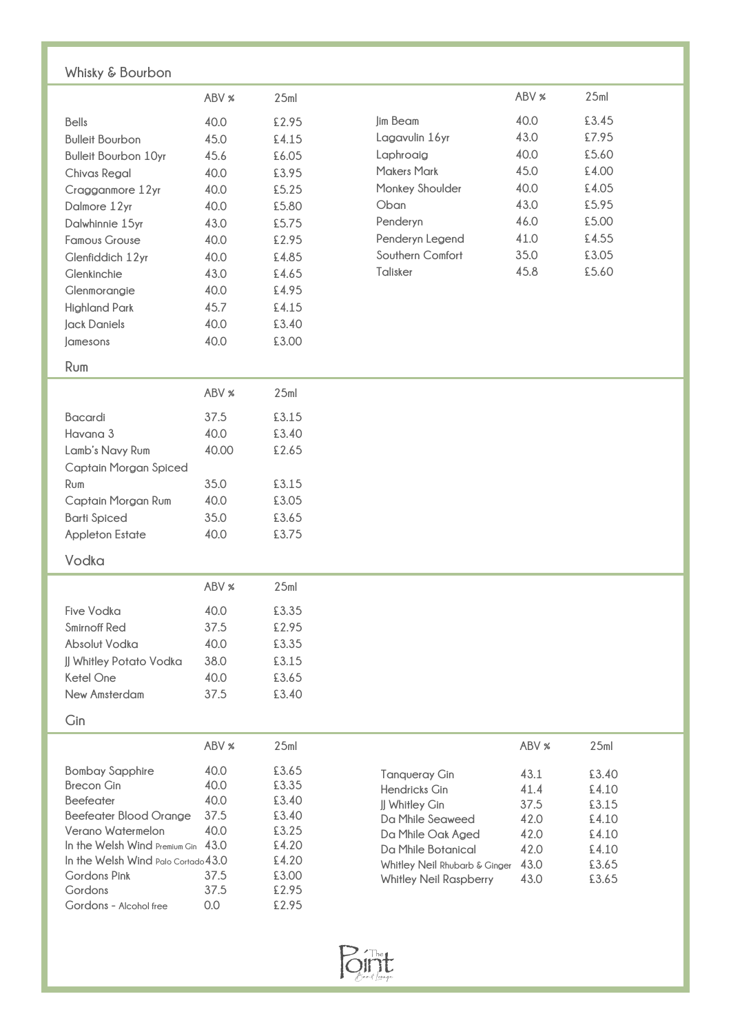## Whisky & Bourbon

| | ABV % | 25ml |
|---|---|---|
| Bells | 40.0 | £2.95 |
| Bulleit Bourbon | 45.0 | £4.15 |
| Bulleit Bourbon 10yr | 45.6 | £6.05 |
| Chivas Regal | 40.0 | £3.95 |
| Cragganmore 12yr | 40.0 | £5.25 |
| Dalmore 12yr | 40.0 | £5.80 |
| Dalwhinnie 15yr | 43.0 | £5.75 |
| Famous Grouse | 40.0 | £2.95 |
| Glenfiddich 12yr | 40.0 | £4.85 |
| Glenkinchie | 43.0 | £4.65 |
| Glenmorangie | 40.0 | £4.95 |
| Highland Park | 45.7 | £4.15 |
| Jack Daniels | 40.0 | £3.40 |
| Jamesons | 40.0 | £3.00 |
| Jim Beam | 40.0 | £3.45 |
| Lagavulin 16yr | 43.0 | £7.95 |
| Laphroaig | 40.0 | £5.60 |
| Makers Mark | 45.0 | £4.00 |
| Monkey Shoulder | 40.0 | £4.05 |
| Oban | 43.0 | £5.95 |
| Penderyn | 46.0 | £5.00 |
| Penderyn Legend | 41.0 | £4.55 |
| Southern Comfort | 35.0 | £3.05 |
| Talisker | 45.8 | £5.60 |

## Rum

| | ABV % | 25ml |
|---|---|---|
| Bacardi | 37.5 | £3.15 |
| Havana 3 | 40.0 | £3.40 |
| Lamb's Navy Rum | 40.00 | £2.65 |
| Captain Morgan Spiced Rum | 35.0 | £3.15 |
| Captain Morgan Rum | 40.0 | £3.05 |
| Barti Spiced | 35.0 | £3.65 |
| Appleton Estate | 40.0 | £3.75 |

## Vodka

| | ABV % | 25ml |
|---|---|---|
| Five Vodka | 40.0 | £3.35 |
| Smirnoff Red | 37.5 | £2.95 |
| Absolut Vodka | 40.0 | £3.35 |
| JJ Whitley Potato Vodka | 38.0 | £3.15 |
| Ketel One | 40.0 | £3.65 |
| New Amsterdam | 37.5 | £3.40 |

## Gin

| | ABV % | 25ml |
|---|---|---|
| Bombay Sapphire | 40.0 | £3.65 |
| Brecon Gin | 40.0 | £3.35 |
| Beefeater | 40.0 | £3.40 |
| Beefeater Blood Orange | 37.5 | £3.40 |
| Verano Watermelon | 40.0 | £3.25 |
| In the Welsh Wind Premium Gin | 43.0 | £4.20 |
| In the Welsh Wind Palo Cortado | 43.0 | £4.20 |
| Gordons Pink | 37.5 | £3.00 |
| Gordons | 37.5 | £2.95 |
| Gordons - Alcohol free | 0.0 | £2.95 |
| Tanqueray Gin | 43.1 | £3.40 |
| Hendricks Gin | 41.4 | £4.10 |
| JJ Whitley Gin | 37.5 | £3.15 |
| Da Mhile Seaweed | 42.0 | £4.10 |
| Da Mhile Oak Aged | 42.0 | £4.10 |
| Da Mhile Botanical | 42.0 | £4.10 |
| Whitley Neil Rhubarb & Ginger | 43.0 | £3.65 |
| Whitley Neil Raspberry | 43.0 | £3.65 |

The Point Bar & Lounge